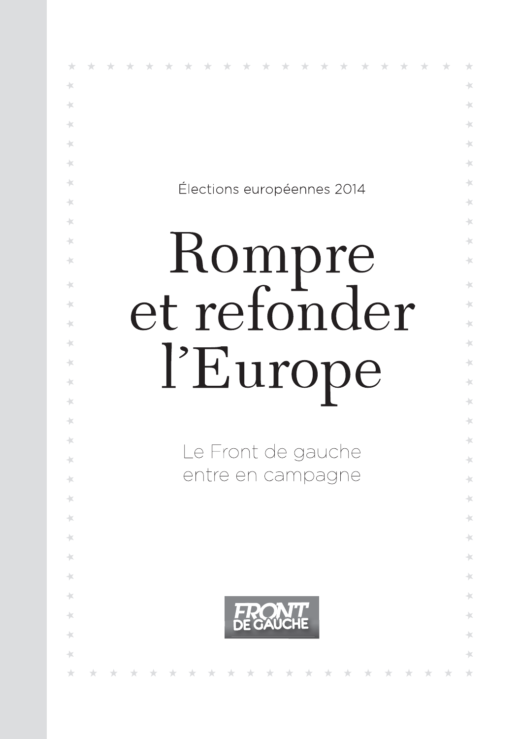Élections européennes 2014

# Rompre et refonder l'Europe

Le Front de gauche entre en campagne

FRONT DE GAUCHE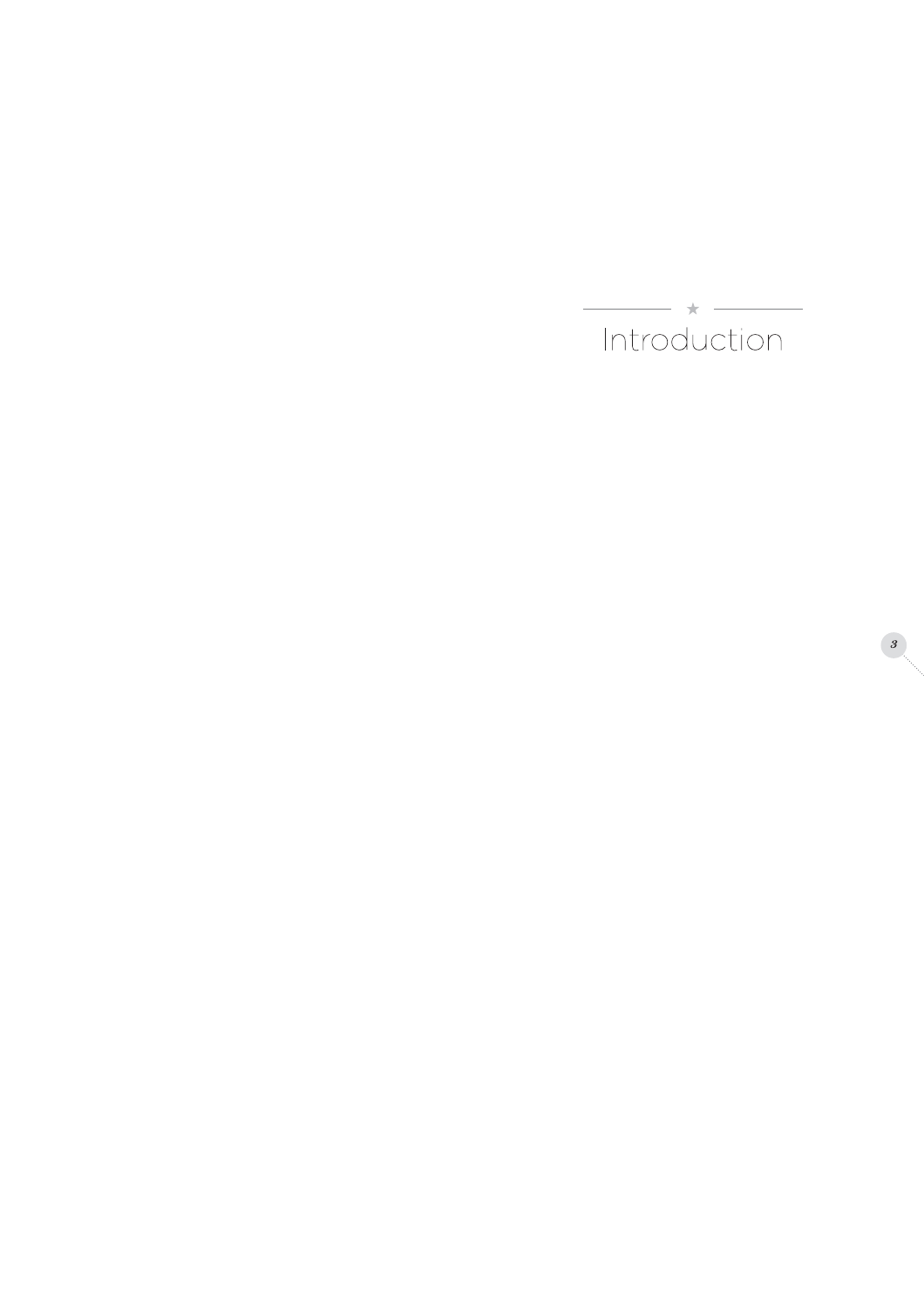# Introduction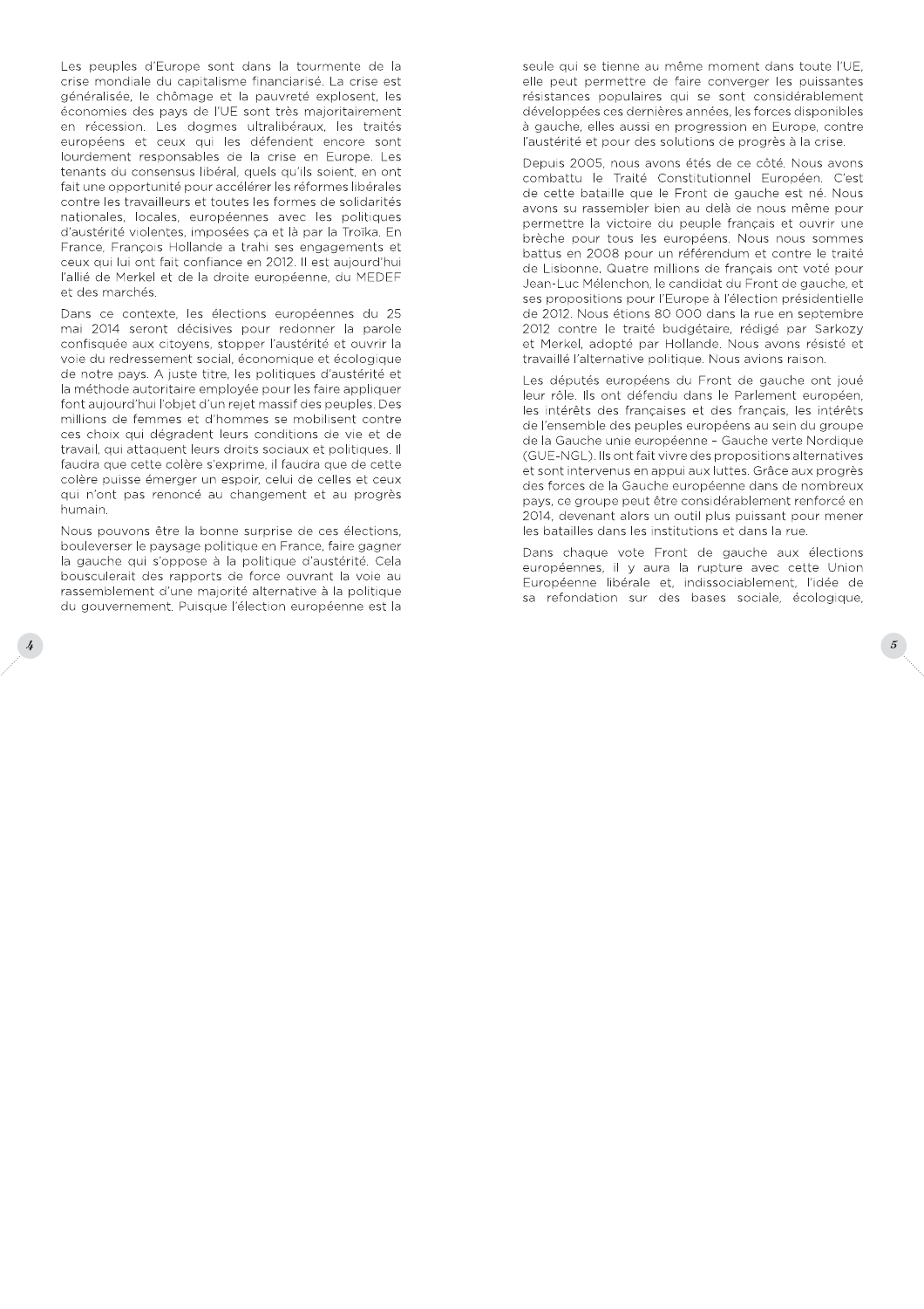Les peuples d'Europe sont dans la tourmente de la crise mondiale du capitalisme financiarisé. La crise est généralisée, le chômage et la pauvreté explosent, les économies des pays de l'UE sont très majoritairement en récession. Les dogmes ultralibéraux, les traités européens et ceux qui les défendent encore sont lourdement responsables de la crise en Europe. Les tenants du consensus libéral, quels qu'ils soient, en ont fait une opportunité pour accélérer les réformes libérales contre les travailleurs et toutes les formes de solidarités nationales, locales, européennes avec les politiques d'austérité violentes, imposées ça et là par la Troïka. En France, François Hollande a trahi ses engagements et ceux qui lui ont fait confiance en 2012. Il est aujourd'hui l'allié de Merkel et de la droite européenne, du MEDEF et des marchés.

Dans ce contexte, les élections européennes du 25 mai 2014 seront décisives pour redonner la parole confisquée aux citoyens, stopper l'austérité et ouvrir la voie du redressement social, économique et écologique de notre pays. A juste titre, les politiques d'austérité et la méthode autoritaire employée pour les faire appliquer font aujourd'hui l'objet d'un rejet massif des peuples. Des millions de femmes et d'hommes se mobilisent contre ces choix qui dégradent leurs conditions de vie et de travail, qui attaquent leurs droits sociaux et politiques. Il faudra que cette colère s'exprime, il faudra que de cette colère puisse émerger un espoir, celui de celles et ceux qui n'ont pas renoncé au changement et au progrès humain.

Nous pouvons être la bonne surprise de ces élections, bouleverser le paysage politique en France, faire gagner la gauche qui s'oppose à la politique d'austérité. Cela bousculerait des rapports de force ouvrant la voie au rassemblement d'une majorité alternative à la politique du gouvernement. Puisque l'élection européenne est la seule qui se tienne au même moment dans toute l'UE, elle peut permettre de faire converger les puissantes résistances populaires qui se sont considérablement développées ces dernières années, les forces disponibles à gauche, elles aussi en progression en Europe, contre l'austérité et pour des solutions de progrès à la crise.

Depuis 2005, nous avons étés de ce côté. Nous avons combattu le Traité Constitutionnel Européen. C'est de cette bataille que le Front de gauche est né. Nous avons su rassembler bien au delà de nous même pour permettre la victoire du peuple français et ouvrir une brèche pour tous les européens. Nous nous sommes battus en 2008 pour un référendum et contre le traité de Lisbonne. Quatre millions de français ont voté pour Jean-Luc Mélenchon, le candidat du Front de gauche, et ses propositions pour l'Europe à l'élection présidentielle de 2012. Nous étions 80 000 dans la rue en septembre 2012 contre le traité budgétaire, rédigé par Sarkozy et Merkel, adopté par Hollande. Nous avons résisté et travaillé l'alternative politique. Nous avions raison.

Les députés européens du Front de gauche ont joué leur rôle. Ils ont défendu dans le Parlement européen, les intérêts des françaises et des français, les intérêts de l'ensemble des peuples européens au sein du groupe de la Gauche unie européenne – Gauche verte Nordique (GUE-NGL). Ils ont fait vivre des propositions alternatives et sont intervenus en appui aux luttes. Grâce aux progrès des forces de la Gauche européenne dans de nombreux pays, ce groupe peut être considérablement renforcé en 2014, devenant alors un outil plus puissant pour mener les batailles dans les institutions et dans la rue.

Dans chaque vote Front de gauche aux élections européennes, il y aura la rupture avec cette Union Européenne libérale et, indissociablement, l'idée de sa refondation sur des bases sociale, écologique,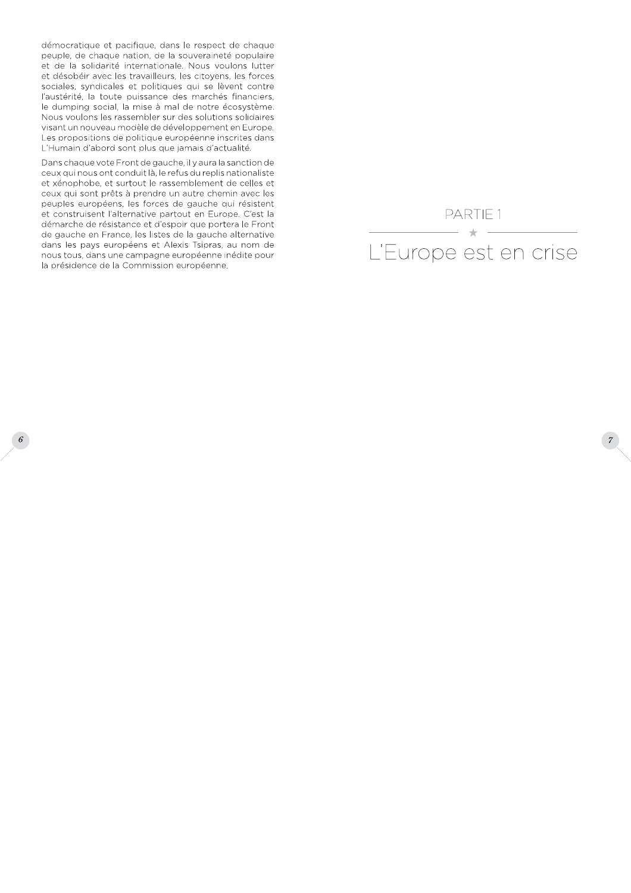démocratique et pacifique, dans le respect de chaque peuple, de chaque nation, de la souveraineté populaire et de la solidarité internationale. Nous voulons lutter et désobéir avec les travailleurs, les citoyens, les forces sociales, syndicales et politiques qui se lèvent contre l'austérité, la toute puissance des marchés financiers, le dumping social, la mise à mal de notre écosystème. Nous voulons les rassembler sur des solutions solidaires visant un nouveau modèle de développement en Europe. Les propositions de politique européenne inscrites dans L'Humain d'abord sont plus que jamais d'actualité.

Dans chaque vote Front de gauche, il y aura la sanction de ceux qui nous ont conduit là, le refus du replis nationaliste et xénophobe, et surtout le rassemblement de celles et ceux qui sont prêts à prendre un autre chemin avec les peuples européens, les forces de gauche qui résistent et construisent l'alternative partout en Europe. C'est la démarche de résistance et d'espoir que portera le Front de gauche en France, les listes de la gauche alternative dans les pays européens et Alexis Tsipras, au nom de nous tous, dans une campagne européenne inédite pour la présidence de la Commission européenne.

# PARTIE 1

# L'Europe est en crise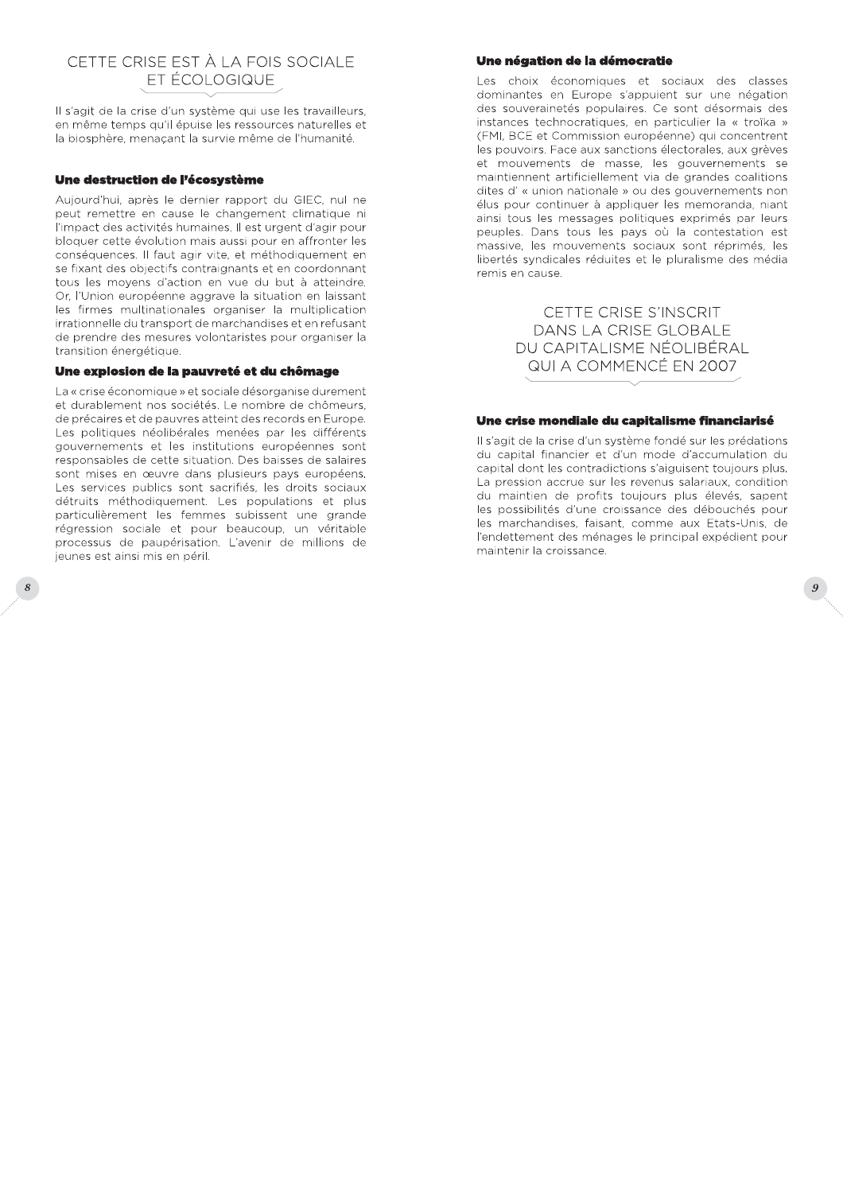## CETTE CRISE EST À LA FOIS SOCIALE ET ÉCOLOGIQUE

Il s'agit de la crise d'un système qui use les travailleurs, en même temps qu'il épuise les ressources naturelles et la biosphère, menaçant la survie même de l'humanité.

### Une destruction de l'écosystème

Aujourd'hui, après le dernier rapport du GIEC, nul ne peut remettre en cause le changement climatique ni l'impact des activités humaines. Il est urgent d'agir pour bloquer cette évolution mais aussi pour en affronter les conséquences. Il faut agir vite, et méthodiquement en se fixant des objectifs contraignants et en coordonnant tous les moyens d'action en vue du but à atteindre. Or, l'Union européenne aggrave la situation en laissant les firmes multinationales organiser la multiplication irrationnelle du transport de marchandises et en refusant de prendre des mesures volontaristes pour organiser la transition énergétique.

### Une explosion de la pauvreté et du chômage

La « crise économique » et sociale désorganise durement et durablement nos sociétés. Le nombre de chômeurs, de précaires et de pauvres atteint des records en Europe. Les politiques néolibérales menées par les différents gouvernements et les institutions européennes sont responsables de cette situation. Des baisses de salaires sont mises en œuvre dans plusieurs pays européens. Les services publics sont sacrifiés, les droits sociaux détruits méthodiquement. Les populations et plus particulièrement les femmes subissent une grande régression sociale et pour beaucoup, un véritable processus de paupérisation. L'avenir de millions de jeunes est ainsi mis en péril.

### Une négation de la démocratie

Les choix économiques et sociaux des classes dominantes en Europe s'appuient sur une négation des souverainetés populaires. Ce sont désormais des instances technocratiques, en particulier la « troïka » (FMI, BCE et Commission européenne) qui concentrent les pouvoirs. Face aux sanctions électorales, aux grèves et mouvements de masse, les gouvernements se maintiennent artificiellement via de grandes coalitions dites d' « union nationale » ou des gouvernements non élus pour continuer à appliquer les memoranda, niant ainsi tous les messages politiques exprimés par leurs peuples. Dans tous les pays où la contestation est massive, les mouvements sociaux sont réprimés, les libertés syndicales réduites et le pluralisme des média remis en cause.

## CETTE CRISE S'INSCRIT DANS LA CRISE GLOBALE DU CAPITALISME NÉOLIBÉRAL QUI A COMMENCÉ EN 2007

### Une crise mondiale du capitalisme financiarisé

Il s'agit de la crise d'un système fondé sur les prédations du capital financier et d'un mode d'accumulation du capital dont les contradictions s'aiguisent toujours plus. La pression accrue sur les revenus salariaux, condition du maintien de profits toujours plus élevés, sapent les possibilités d'une croissance des débouchés pour les marchandises, faisant, comme aux Etats-Unis, de l'endettement des ménages le principal expédient pour maintenir la croissance.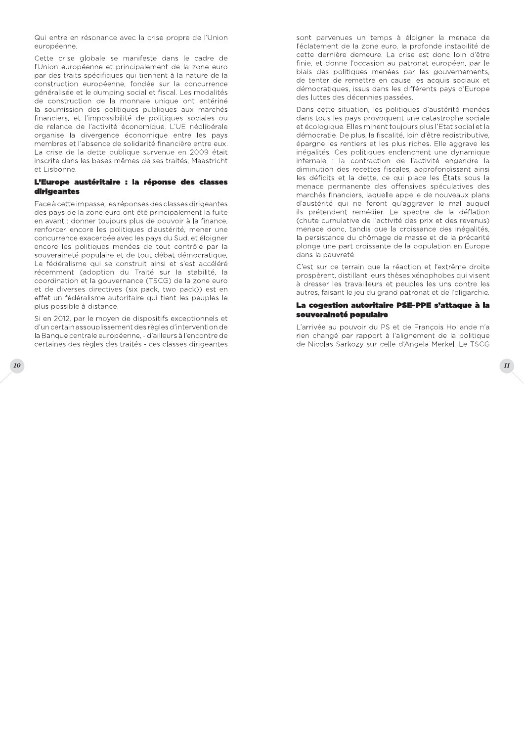Qui entre en résonance avec la crise propre de l'Union européenne.

Cette crise globale se manifeste dans le cadre de l'Union européenne et principalement de la zone euro par des traits spécifiques qui tiennent à la nature de la construction européenne, fondée sur la concurrence généralisée et le dumping social et fiscal. Les modalités de construction de la monnaie unique ont entériné la soumission des politiques publiques aux marchés financiers, et l'impossibilité de politiques sociales ou de relance de l'activité économique. L'UE néolibérale organise la divergence économique entre les pays membres et l'absence de solidarité financière entre eux. La crise de la dette publique survenue en 2009 était inscrite dans les bases mêmes de ses traités, Maastricht et Lisbonne.

### L'Europe austéritaire : la réponse des classes dirigeantes

Face à cette impasse, les réponses des classes dirigeantes des pays de la zone euro ont été principalement la fuite en avant : donner toujours plus de pouvoir à la finance, renforcer encore les politiques d'austérité, mener une concurrence exacerbée avec les pays du Sud, et éloigner encore les politiques menées de tout contrôle par la souveraineté populaire et de tout débat démocratique. Le fédéralisme qui se construit ainsi et s'est accéléré récemment (adoption du Traité sur la stabilité, la coordination et la gouvernance (TSCG) de la zone euro et de diverses directives (six pack, two pack)) est en effet un fédéralisme autoritaire qui tient les peuples le plus possible à distance.

Si en 2012, par le moyen de dispositifs exceptionnels et d'un certain assouplissement des règles d'intervention de la Banque centrale européenne, - d'ailleurs à l'encontre de certaines des règles des traités - ces classes dirigeantes sont parvenues un temps à éloigner la menace de l'éclatement de la zone euro, la profonde instabilité de cette dernière demeure. La crise est donc loin d'être finie, et donne l'occasion au patronat européen, par le biais des politiques menées par les gouvernements, de tenter de remettre en cause les acquis sociaux et démocratiques, issus dans les différents pays d'Europe des luttes des décennies passées.

Dans cette situation, les politiques d'austérité menées dans tous les pays provoquent une catastrophe sociale et écologique. Elles minent toujours plus l'Etat social et la démocratie. De plus, la fiscalité, loin d'être redistributive, épargne les rentiers et les plus riches. Elle aggrave les inégalités. Ces politiques enclenchent une dynamique infernale : la contraction de l'activité engendre la diminution des recettes fiscales, approfondissant ainsi les déficits et la dette, ce qui place les États sous la menace permanente des offensives spéculatives des marchés financiers, laquelle appelle de nouveaux plans d'austérité qui ne feront qu'aggraver le mal auquel ils prétendent remédier. Le spectre de la déflation (chute cumulative de l'activité des prix et des revenus) menace donc, tandis que la croissance des inégalités, la persistance du chômage de masse et de la précarité plonge une part croissante de la population en Europe dans la pauvreté.

C'est sur ce terrain que la réaction et l'extrême droite prospèrent, distillant leurs thèses xénophobes qui visent à dresser les travailleurs et peuples les uns contre les autres, faisant le jeu du grand patronat et de l'oligarchie.

### La cogestion autoritaire PSE-PPE s'attaque à la souveraineté populaire

L'arrivée au pouvoir du PS et de François Hollande n'a rien changé par rapport à l'alignement de la politique de Nicolas Sarkozy sur celle d'Angela Merkel. Le TSCG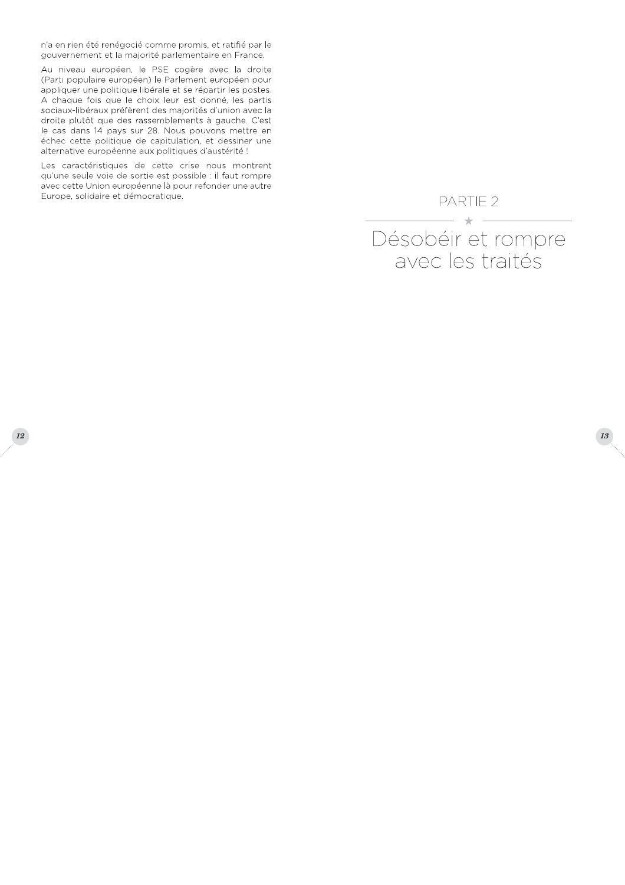n'a en rien été renégocié comme promis, et ratifié par le gouvernement et la majorité parlementaire en France.

Au niveau européen, le PSE cogère avec la droite (Parti populaire européen) le Parlement européen pour appliquer une politique libérale et se répartir les postes. A chaque fois que le choix leur est donné, les partis sociaux-libéraux préfèrent des majorités d'union avec la droite plutôt que des rassemblements à gauche. C'est le cas dans 14 pays sur 28. Nous pouvons mettre en échec cette politique de capitulation, et dessiner une alternative européenne aux politiques d'austérité !

Les caractéristiques de cette crise nous montrent qu'une seule voie de sortie est possible : il faut rompre avec cette Union européenne là pour refonder une autre Europe, solidaire et démocratique.

# PARTIE 2

# Désobéir et rompre avec les traités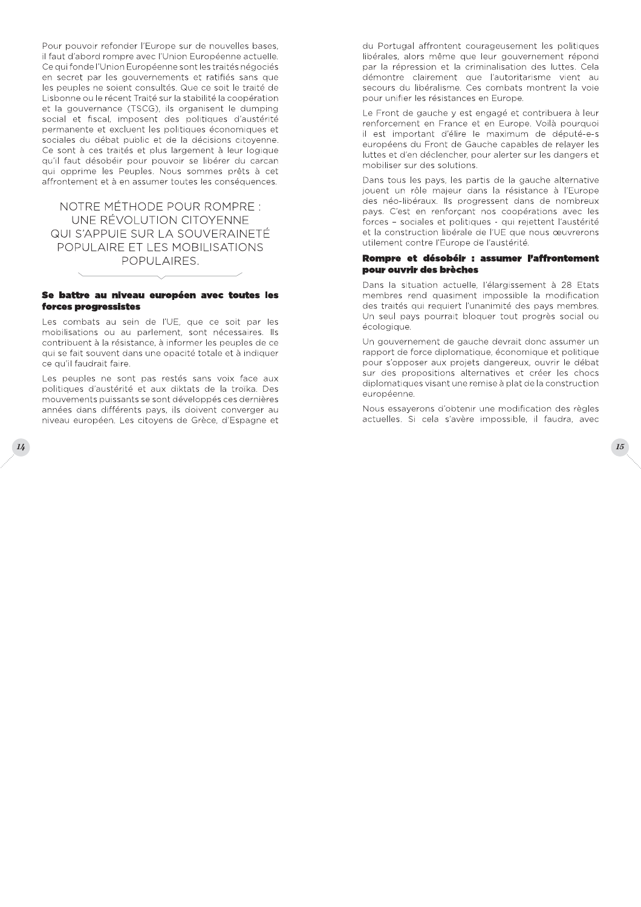Pour pouvoir refonder l'Europe sur de nouvelles bases, il faut d'abord rompre avec l'Union Européenne actuelle. Ce qui fonde l'Union Européenne sont les traités négociés en secret par les gouvernements et ratifiés sans que les peuples ne soient consultés. Que ce soit le traité de Lisbonne ou le récent Traité sur la stabilité la coopération et la gouvernance (TSCG), ils organisent le dumping social et fiscal, imposent des politiques d'austérité permanente et excluent les politiques économiques et sociales du débat public et de la décisions citoyenne. Ce sont à ces traités et plus largement à leur logique qu'il faut désobéir pour pouvoir se libérer du carcan qui opprime les Peuples. Nous sommes prêts à cet affrontement et à en assumer toutes les conséquences.

## NOTRE MÉTHODE POUR ROMPRE : UNE RÉVOLUTION CITOYENNE QUI S'APPUIE SUR LA SOUVERAINETÉ POPULAIRE ET LES MOBILISATIONS POPULAIRES.

### Se battre au niveau européen avec toutes les forces progressistes

Les combats au sein de l'UE, que ce soit par les mobilisations ou au parlement, sont nécessaires. Ils contribuent à la résistance, à informer les peuples de ce qui se fait souvent dans une opacité totale et à indiquer ce qu'il faudrait faire.

Les peuples ne sont pas restés sans voix face aux politiques d'austérité et aux diktats de la troïka. Des mouvements puissants se sont développés ces dernières années dans différents pays, ils doivent converger au niveau européen. Les citoyens de Grèce, d'Espagne et du Portugal affrontent courageusement les politiques libérales, alors même que leur gouvernement répond par la répression et la criminalisation des luttes. Cela démontre clairement que l'autoritarisme vient au secours du libéralisme. Ces combats montrent la voie pour unifier les résistances en Europe.

Le Front de gauche y est engagé et contribuera à leur renforcement en France et en Europe. Voilà pourquoi il est important d'élire le maximum de député-e-s européens du Front de Gauche capables de relayer les luttes et d'en déclencher, pour alerter sur les dangers et mobiliser sur des solutions.

Dans tous les pays, les partis de la gauche alternative jouent un rôle majeur dans la résistance à l'Europe des néo-libéraux. Ils progressent dans de nombreux pays. C'est en renforçant nos coopérations avec les forces – sociales et politiques - qui rejettent l'austérité et la construction libérale de l'UE que nous œuvrerons utilement contre l'Europe de l'austérité.

### Rompre et désobéir : assumer l'affrontement pour ouvrir des brèches

Dans la situation actuelle, l'élargissement à 28 Etats membres rend quasiment impossible la modification des traités qui requiert l'unanimité des pays membres. Un seul pays pourrait bloquer tout progrès social ou écologique.

Un gouvernement de gauche devrait donc assumer un rapport de force diplomatique, économique et politique pour s'opposer aux projets dangereux, ouvrir le débat sur des propositions alternatives et créer les chocs diplomatiques visant une remise à plat de la construction européenne.

Nous essayerons d'obtenir une modification des règles actuelles. Si cela s'avère impossible, il faudra, avec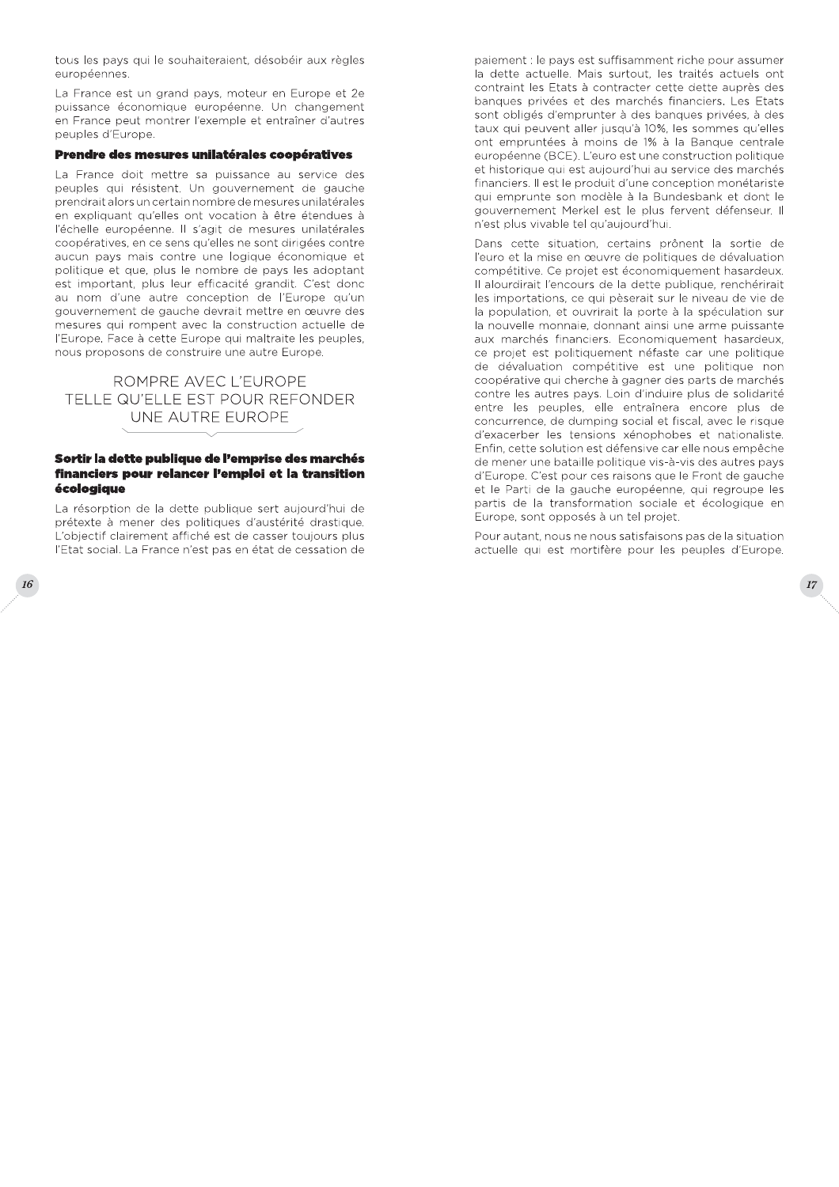tous les pays qui le souhaiteraient, désobéir aux règles européennes.

La France est un grand pays, moteur en Europe et 2e puissance économique européenne. Un changement en France peut montrer l'exemple et entraîner d'autres peuples d'Europe.

### Prendre des mesures unilatérales coopératives

La France doit mettre sa puissance au service des peuples qui résistent. Un gouvernement de gauche prendrait alors un certain nombre de mesures unilatérales en expliquant qu'elles ont vocation à être étendues à l'échelle européenne. Il s'agit de mesures unilatérales coopératives, en ce sens qu'elles ne sont dirigées contre aucun pays mais contre une logique économique et politique et que, plus le nombre de pays les adoptant est important, plus leur efficacité grandit. C'est donc au nom d'une autre conception de l'Europe qu'un gouvernement de gauche devrait mettre en œuvre des mesures qui rompent avec la construction actuelle de l'Europe. Face à cette Europe qui maltraite les peuples, nous proposons de construire une autre Europe.

## ROMPRE AVEC L'EUROPE TELLE QU'ELLE EST POUR REFONDER UNE AUTRE EUROPE

### Sortir la dette publique de l'emprise des marchés financiers pour relancer l'emploi et la transition écologique

La résorption de la dette publique sert aujourd'hui de prétexte à mener des politiques d'austérité drastique. L'objectif clairement affiché est de casser toujours plus l'Etat social. La France n'est pas en état de cessation de paiement : le pays est suffisamment riche pour assumer la dette actuelle. Mais surtout, les traités actuels ont contraint les Etats à contracter cette dette auprès des banques privées et des marchés financiers. Les Etats sont obligés d'emprunter à des banques privées, à des taux qui peuvent aller jusqu'à 10%, les sommes qu'elles ont empruntées à moins de 1% à la Banque centrale européenne (BCE). L'euro est une construction politique et historique qui est aujourd'hui au service des marchés financiers. Il est le produit d'une conception monétariste qui emprunte son modèle à la Bundesbank et dont le gouvernement Merkel est le plus fervent défenseur. Il n'est plus vivable tel qu'aujourd'hui.

Dans cette situation, certains prônent la sortie de l'euro et la mise en œuvre de politiques de dévaluation compétitive. Ce projet est économiquement hasardeux. Il alourdirait l'encours de la dette publique, renchérirait les importations, ce qui pèserait sur le niveau de vie de la population, et ouvrirait la porte à la spéculation sur la nouvelle monnaie, donnant ainsi une arme puissante aux marchés financiers. Economiquement hasardeux, ce projet est politiquement néfaste car une politique de dévaluation compétitive est une politique non coopérative qui cherche à gagner des parts de marchés contre les autres pays. Loin d'induire plus de solidarité entre les peuples, elle entraînera encore plus de concurrence, de dumping social et fiscal, avec le risque d'exacerber les tensions xénophobes et nationaliste. Enfin, cette solution est défensive car elle nous empêche de mener une bataille politique vis-à-vis des autres pays d'Europe. C'est pour ces raisons que le Front de gauche et le Parti de la gauche européenne, qui regroupe les partis de la transformation sociale et écologique en Europe, sont opposés à un tel projet.

Pour autant, nous ne nous satisfaisons pas de la situation actuelle qui est mortifère pour les peuples d'Europe.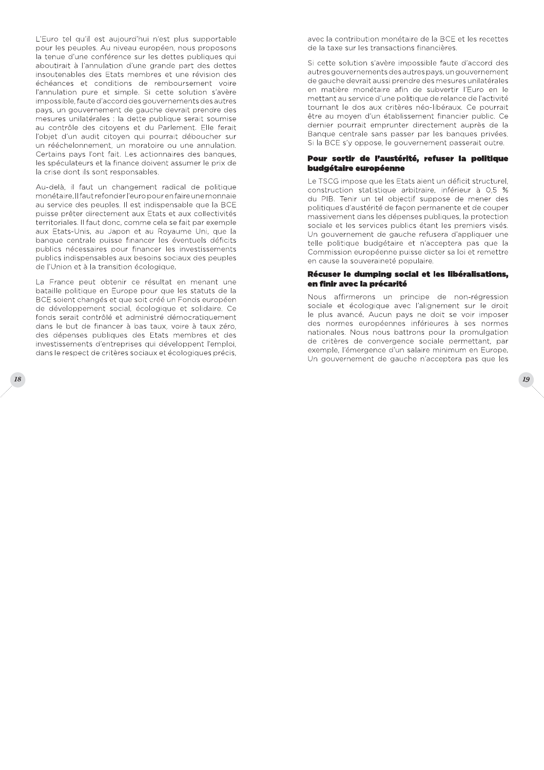L'Euro tel qu'il est aujourd'hui n'est plus supportable pour les peuples. Au niveau européen, nous proposons la tenue d'une conférence sur les dettes publiques qui aboutirait à l'annulation d'une grande part des dettes insoutenables des Etats membres et une révision des échéances et conditions de remboursement voire l'annulation pure et simple. Si cette solution s'avère impossible, faute d'accord des gouvernements des autres pays, un gouvernement de gauche devrait prendre des mesures unilatérales : la dette publique serait soumise au contrôle des citoyens et du Parlement. Elle ferait l'objet d'un audit citoyen qui pourrait déboucher sur un rééchelonnement, un moratoire ou une annulation. Certains pays l'ont fait. Les actionnaires des banques, les spéculateurs et la finance doivent assumer le prix de la crise dont ils sont responsables.

Au-delà, il faut un changement radical de politique monétaire. Il faut refonder l'euro pour en faire une monnaie au service des peuples. Il est indispensable que la BCE puisse prêter directement aux Etats et aux collectivités territoriales. Il faut donc, comme cela se fait par exemple aux Etats-Unis, au Japon et au Royaume Uni, que la banque centrale puisse financer les éventuels déficits publics nécessaires pour financer les investissements publics indispensables aux besoins sociaux des peuples de l'Union et à la transition écologique.

La France peut obtenir ce résultat en menant une bataille politique en Europe pour que les statuts de la BCE soient changés et que soit créé un Fonds européen de développement social, écologique et solidaire. Ce fonds serait contrôlé et administré démocratiquement dans le but de financer à bas taux, voire à taux zéro, des dépenses publiques des Etats membres et des investissements d'entreprises qui développent l'emploi, dans le respect de critères sociaux et écologiques précis, avec la contribution monétaire de la BCE et les recettes de la taxe sur les transactions financières.

Si cette solution s'avère impossible faute d'accord des autres gouvernements des autres pays, un gouvernement de gauche devrait aussi prendre des mesures unilatérales en matière monétaire afin de subvertir l'Euro en le mettant au service d'une politique de relance de l'activité tournant le dos aux critères néo-libéraux. Ce pourrait être au moyen d'un établissement financier public. Ce dernier pourrait emprunter directement auprès de la Banque centrale sans passer par les banques privées. Si la BCE s'y oppose, le gouvernement passerait outre.

### Pour sortir de l'austérité, refuser la politique budgétaire européenne

Le TSCG impose que les Etats aient un déficit structurel, construction statistique arbitraire, inférieur à 0,5 % du PIB. Tenir un tel objectif suppose de mener des politiques d'austérité de façon permanente et de couper massivement dans les dépenses publiques, la protection sociale et les services publics étant les premiers visés. Un gouvernement de gauche refusera d'appliquer une telle politique budgétaire et n'acceptera pas que la Commission européenne puisse dicter sa loi et remettre en cause la souveraineté populaire.

### Récuser le dumping social et les libéralisations, en finir avec la précarité

Nous affirmerons un principe de non-régression sociale et écologique avec l'alignement sur le droit le plus avancé. Aucun pays ne doit se voir imposer des normes européennes inférieures à ses normes nationales. Nous nous battrons pour la promulgation de critères de convergence sociale permettant, par exemple, l'émergence d'un salaire minimum en Europe. Un gouvernement de gauche n'acceptera pas que les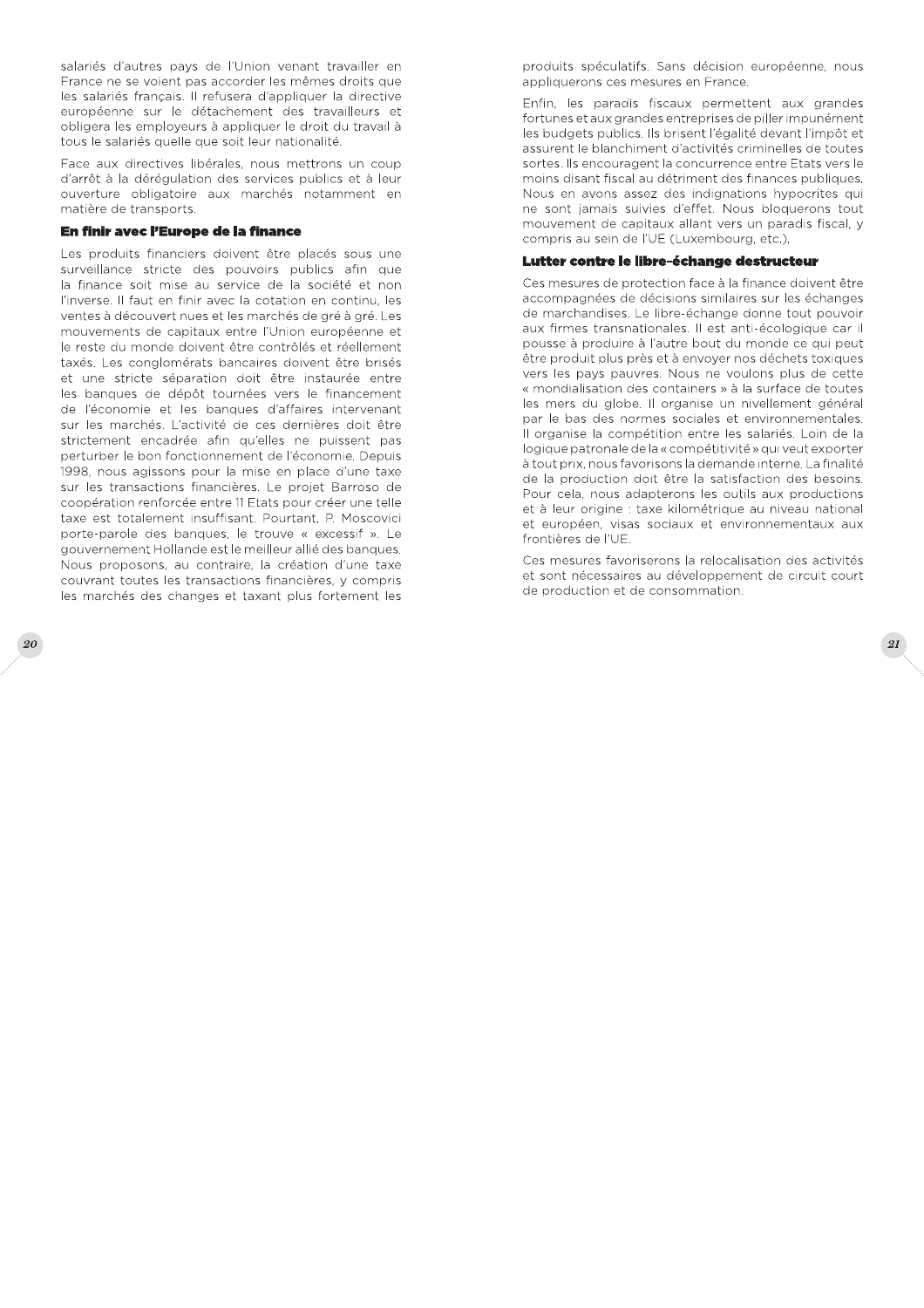salariés d'autres pays de l'Union venant travailler en France ne se voient pas accorder les mêmes droits que les salariés français. Il refusera d'appliquer la directive européenne sur le détachement des travailleurs et obligera les employeurs à appliquer le droit du travail à tous le salariés quelle que soit leur nationalité.

Face aux directives libérales, nous mettrons un coup d'arrêt à la dérégulation des services publics et à leur ouverture obligatoire aux marchés notamment en matière de transports.

### En finir avec l'Europe de la finance

Les produits financiers doivent être placés sous une surveillance stricte des pouvoirs publics afin que la finance soit mise au service de la société et non l'inverse. Il faut en finir avec la cotation en continu, les ventes à découvert nues et les marchés de gré à gré. Les mouvements de capitaux entre l'Union européenne et le reste du monde doivent être contrôlés et réellement taxés. Les conglomérats bancaires doivent être brisés et une stricte séparation doit être instaurée entre les banques de dépôt tournées vers le financement de l'économie et les banques d'affaires intervenant sur les marchés. L'activité de ces dernières doit être strictement encadrée afin qu'elles ne puissent pas perturber le bon fonctionnement de l'économie. Depuis 1998, nous agissons pour la mise en place d'une taxe sur les transactions financières. Le projet Barroso de coopération renforcée entre 11 Etats pour créer une telle taxe est totalement insuffisant. Pourtant, P. Moscovici porte-parole des banques, le trouve « excessif ». Le gouvernement Hollande est le meilleur allié des banques. Nous proposons, au contraire, la création d'une taxe couvrant toutes les transactions financières, y compris les marchés des changes et taxant plus fortement les produits spéculatifs. Sans décision européenne, nous appliquerons ces mesures en France.

Enfin, les paradis fiscaux permettent aux grandes fortunes et aux grandes entreprises de piller impunément les budgets publics. Ils brisent l'égalité devant l'impôt et assurent le blanchiment d'activités criminelles de toutes sortes. Ils encouragent la concurrence entre Etats vers le moins disant fiscal au détriment des finances publiques. Nous en avons assez des indignations hypocrites qui ne sont jamais suivies d'effet. Nous bloquerons tout mouvement de capitaux allant vers un paradis fiscal, y compris au sein de l'UE (Luxembourg, etc.).

### Lutter contre le libre-échange destructeur

Ces mesures de protection face à la finance doivent être accompagnées de décisions similaires sur les échanges de marchandises. Le libre-échange donne tout pouvoir aux firmes transnationales. Il est anti-écologique car il pousse à produire à l'autre bout du monde ce qui peut être produit plus près et à envoyer nos déchets toxiques vers les pays pauvres. Nous ne voulons plus de cette « mondialisation des containers » à la surface de toutes les mers du globe. Il organise un nivellement général par le bas des normes sociales et environnementales. Il organise la compétition entre les salariés. Loin de la logique patronale de la « compétitivité » qui veut exporter à tout prix, nous favorisons la demande interne. La finalité de la production doit être la satisfaction des besoins. Pour cela, nous adapterons les outils aux productions et à leur origine : taxe kilométrique au niveau national et européen, visas sociaux et environnementaux aux frontières de l'UE.

Ces mesures favoriserons la relocalisation des activités et sont nécessaires au développement de circuit court de production et de consommation.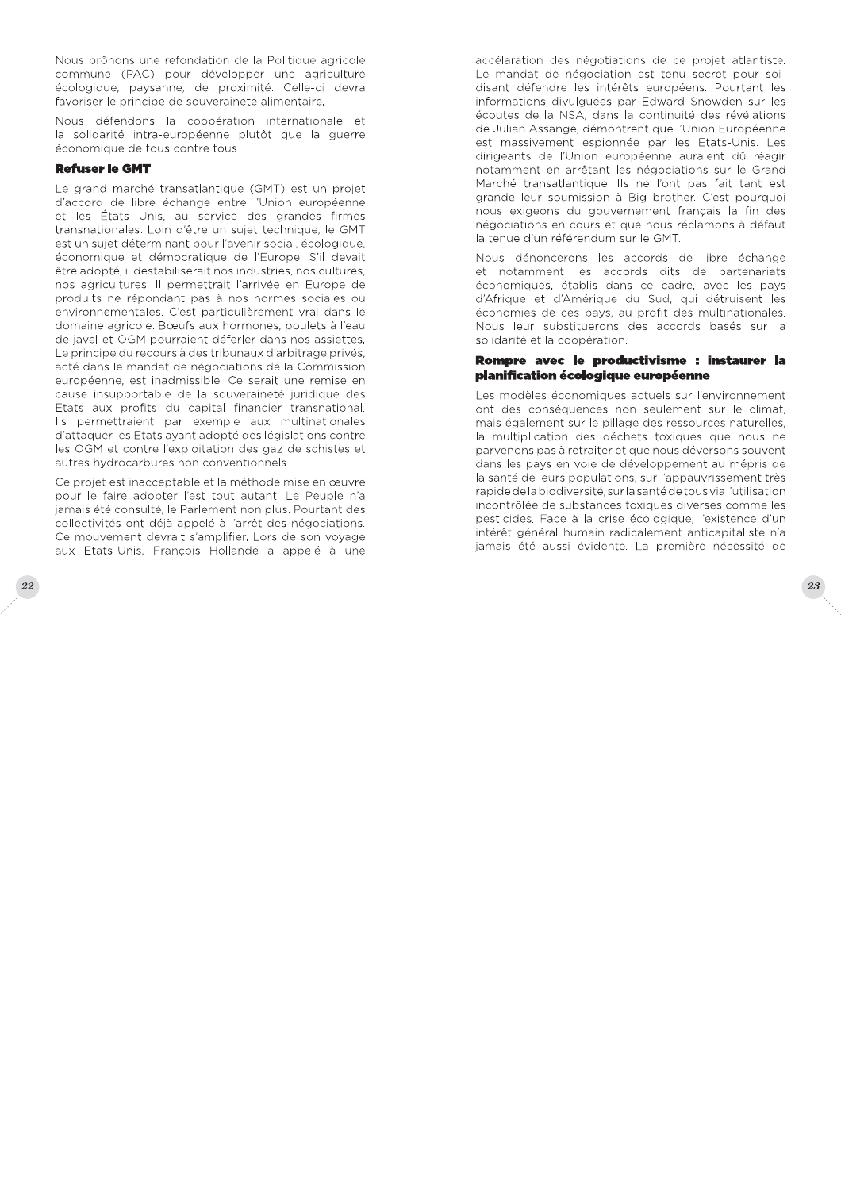Nous prônons une refondation de la Politique agricole commune (PAC) pour développer une agriculture écologique, paysanne, de proximité. Celle-ci devra favoriser le principe de souveraineté alimentaire.

Nous défendons la coopération internationale et la solidarité intra-européenne plutôt que la guerre économique de tous contre tous.

### Refuser le GMT

Le grand marché transatlantique (GMT) est un projet d'accord de libre échange entre l'Union européenne et les États Unis, au service des grandes firmes transnationales. Loin d'être un sujet technique, le GMT est un sujet déterminant pour l'avenir social, écologique, économique et démocratique de l'Europe. S'il devait être adopté, il destabiliserait nos industries, nos cultures, nos agricultures. Il permettrait l'arrivée en Europe de produits ne répondant pas à nos normes sociales ou environnementales. C'est particulièrement vrai dans le domaine agricole. Bœufs aux hormones, poulets à l'eau de javel et OGM pourraient déferler dans nos assiettes. Le principe du recours à des tribunaux d'arbitrage privés, acté dans le mandat de négociations de la Commission européenne, est inadmissible. Ce serait une remise en cause insupportable de la souveraineté juridique des Etats aux profits du capital financier transnational. Ils permettraient par exemple aux multinationales d'attaquer les Etats ayant adopté des législations contre les OGM et contre l'exploitation des gaz de schistes et autres hydrocarbures non conventionnels.

Ce projet est inacceptable et la méthode mise en œuvre pour le faire adopter l'est tout autant. Le Peuple n'a jamais été consulté, le Parlement non plus. Pourtant des collectivités ont déjà appelé à l'arrêt des négociations. Ce mouvement devrait s'amplifier. Lors de son voyage aux Etats-Unis, François Hollande a appelé à une accélaration des négotiations de ce projet atlantiste. Le mandat de négociation est tenu secret pour soi-disant défendre les intérêts européens. Pourtant les informations divulguées par Edward Snowden sur les écoutes de la NSA, dans la continuité des révélations de Julian Assange, démontrent que l'Union Européenne est massivement espionnée par les Etats-Unis. Les dirigeants de l'Union européenne auraient dû réagir notamment en arrêtant les négociations sur le Grand Marché transatlantique. Ils ne l'ont pas fait tant est grande leur soumission à Big brother. C'est pourquoi nous exigeons du gouvernement français la fin des négociations en cours et que nous réclamons à défaut la tenue d'un référendum sur le GMT.

Nous dénoncerons les accords de libre échange et notamment les accords dits de partenariats économiques, établis dans ce cadre, avec les pays d'Afrique et d'Amérique du Sud, qui détruisent les économies de ces pays, au profit des multinationales. Nous leur substituerons des accords basés sur la solidarité et la coopération.

### Rompre avec le productivisme : instaurer la planification écologique européenne

Les modèles économiques actuels sur l'environnement ont des conséquences non seulement sur le climat, mais également sur le pillage des ressources naturelles, la multiplication des déchets toxiques que nous ne parvenons pas à retraiter et que nous déversons souvent dans les pays en voie de développement au mépris de la santé de leurs populations, sur l'appauvrissement très rapide de la biodiversité, sur la santé de tous via l'utilisation incontrôlée de substances toxiques diverses comme les pesticides. Face à la crise écologique, l'existence d'un intérêt général humain radicalement anticapitaliste n'a jamais été aussi évidente. La première nécessité de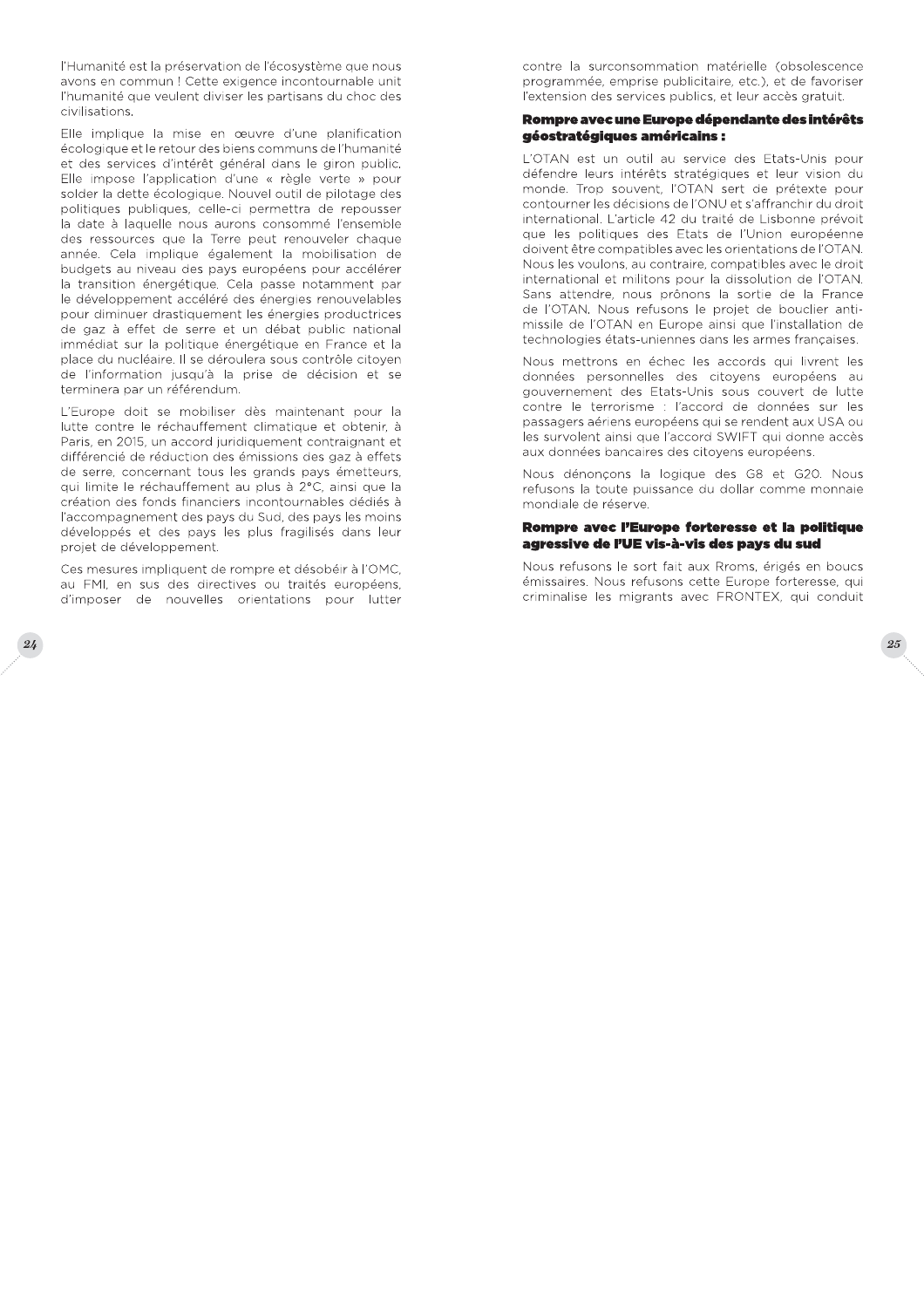l'Humanité est la préservation de l'écosystème que nous avons en commun ! Cette exigence incontournable unit l'humanité que veulent diviser les partisans du choc des civilisations.

Elle implique la mise en œuvre d'une planification écologique et le retour des biens communs de l'humanité et des services d'intérêt général dans le giron public. Elle impose l'application d'une « règle verte » pour solder la dette écologique. Nouvel outil de pilotage des politiques publiques, celle-ci permettra de repousser la date à laquelle nous aurons consommé l'ensemble des ressources que la Terre peut renouveler chaque année. Cela implique également la mobilisation de budgets au niveau des pays européens pour accélérer la transition énergétique. Cela passe notamment par le développement accéléré des énergies renouvelables pour diminuer drastiquement les énergies productrices de gaz à effet de serre et un débat public national immédiat sur la politique énergétique en France et la place du nucléaire. Il se déroulera sous contrôle citoyen de l'information jusqu'à la prise de décision et se terminera par un référendum.

L'Europe doit se mobiliser dès maintenant pour la lutte contre le réchauffement climatique et obtenir, à Paris, en 2015, un accord juridiquement contraignant et différencié de réduction des émissions des gaz à effets de serre, concernant tous les grands pays émetteurs, qui limite le réchauffement au plus à 2°C, ainsi que la création des fonds financiers incontournables dédiés à l'accompagnement des pays du Sud, des pays les moins développés et des pays les plus fragilisés dans leur projet de développement.

Ces mesures impliquent de rompre et désobéir à l'OMC, au FMI, en sus des directives ou traités européens, d'imposer de nouvelles orientations pour lutter contre la surconsommation matérielle (obsolescence programmée, emprise publicitaire, etc.), et de favoriser l'extension des services publics, et leur accès gratuit.

**Rompre avec une Europe dépendante des intérêts géostratégiques américains :**

L'OTAN est un outil au service des Etats-Unis pour défendre leurs intérêts stratégiques et leur vision du monde. Trop souvent, l'OTAN sert de prétexte pour contourner les décisions de l'ONU et s'affranchir du droit international. L'article 42 du traité de Lisbonne prévoit que les politiques des Etats de l'Union européenne doivent être compatibles avec les orientations de l'OTAN. Nous les voulons, au contraire, compatibles avec le droit international et militons pour la dissolution de l'OTAN. Sans attendre, nous prônons la sortie de la France de l'OTAN. Nous refusons le projet de bouclier anti-missile de l'OTAN en Europe ainsi que l'installation de technologies états-uniennes dans les armes françaises.

Nous mettrons en échec les accords qui livrent les données personnelles des citoyens européens au gouvernement des Etats-Unis sous couvert de lutte contre le terrorisme : l'accord de données sur les passagers aériens européens qui se rendent aux USA ou les survolent ainsi que l'accord SWIFT qui donne accès aux données bancaires des citoyens européens.

Nous dénonçons la logique des G8 et G20. Nous refusons la toute puissance du dollar comme monnaie mondiale de réserve.

**Rompre avec l'Europe forteresse et la politique agressive de l'UE vis-à-vis des pays du sud**

Nous refusons le sort fait aux Rroms, érigés en boucs émissaires. Nous refusons cette Europe forteresse, qui criminalise les migrants avec FRONTEX, qui conduit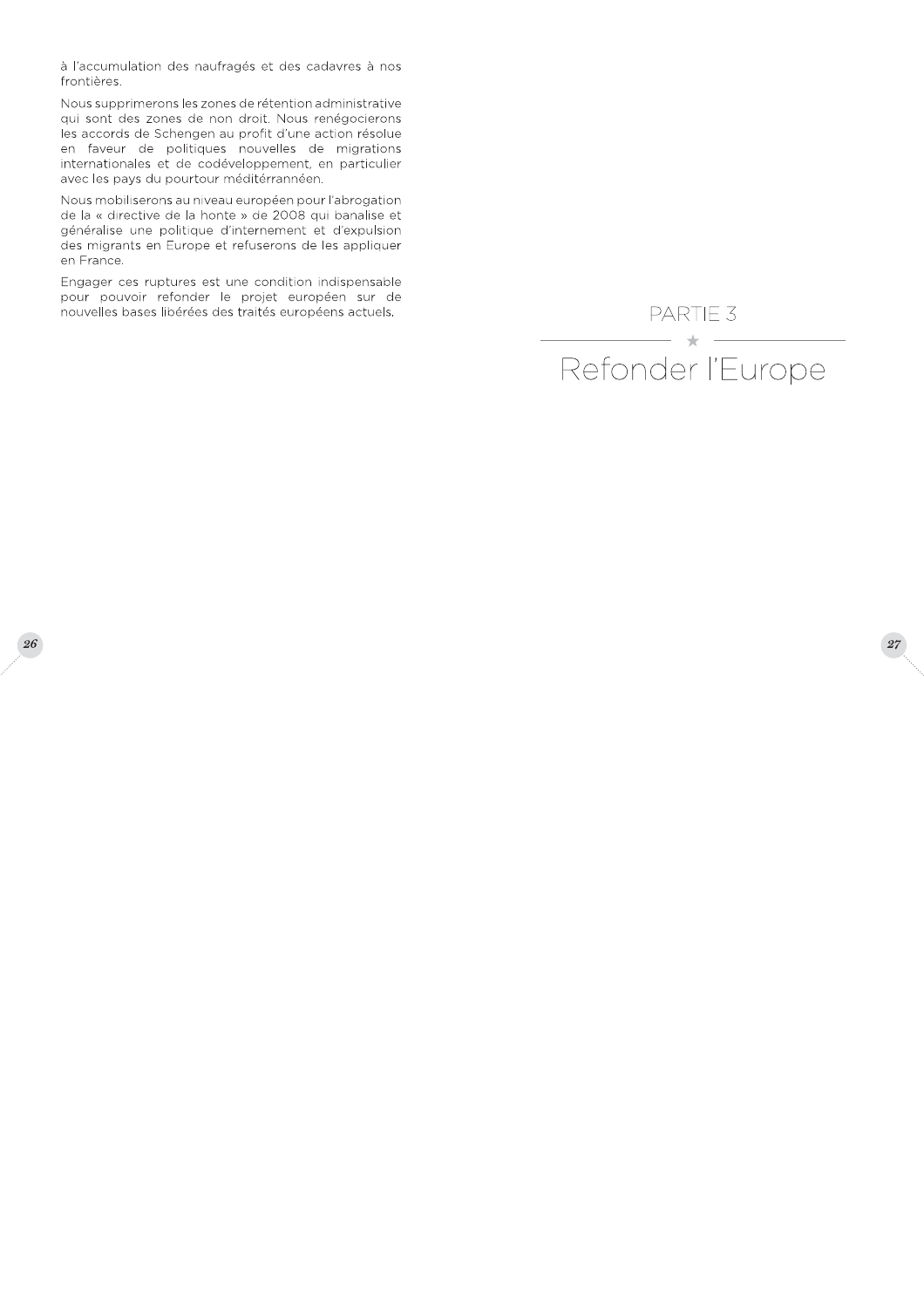à l'accumulation des naufragés et des cadavres à nos frontières.

Nous supprimerons les zones de rétention administrative qui sont des zones de non droit. Nous renégocierons les accords de Schengen au profit d'une action résolue en faveur de politiques nouvelles de migrations internationales et de codéveloppement, en particulier avec les pays du pourtour méditérannéen.

Nous mobiliserons au niveau européen pour l'abrogation de la « directive de la honte » de 2008 qui banalise et généralise une politique d'internement et d'expulsion des migrants en Europe et refuserons de les appliquer en France.

Engager ces ruptures est une condition indispensable pour pouvoir refonder le projet européen sur de nouvelles bases libérées des traités européens actuels.

# PARTIE 3

# Refonder l'Europe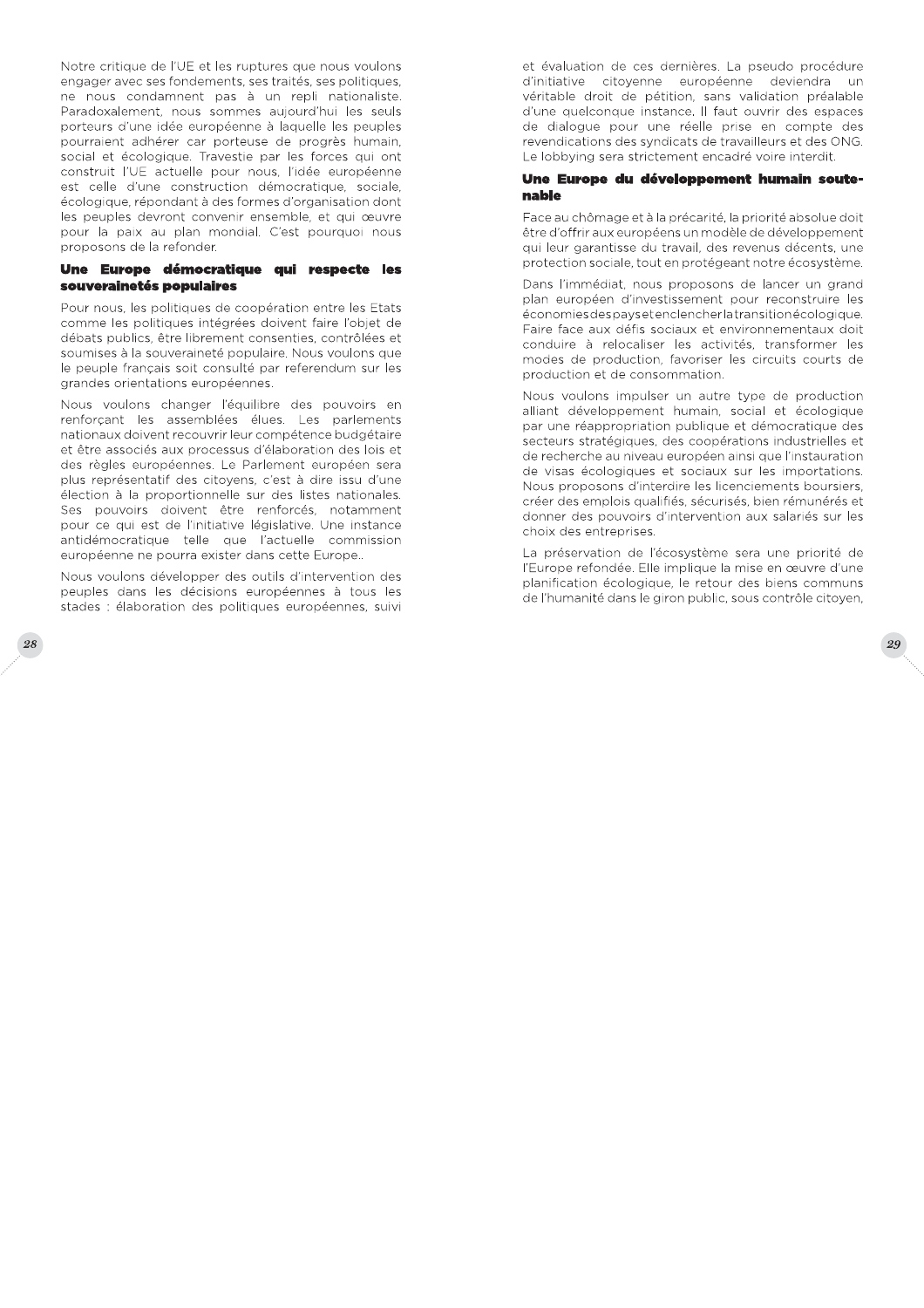Notre critique de l'UE et les ruptures que nous voulons engager avec ses fondements, ses traités, ses politiques, ne nous condamnent pas à un repli nationaliste. Paradoxalement, nous sommes aujourd'hui les seuls porteurs d'une idée européenne à laquelle les peuples pourraient adhérer car porteuse de progrès humain, social et écologique. Travestie par les forces qui ont construit l'UE actuelle pour nous, l'idée européenne est celle d'une construction démocratique, sociale, écologique, répondant à des formes d'organisation dont les peuples devront convenir ensemble, et qui œuvre pour la paix au plan mondial. C'est pourquoi nous proposons de la refonder.

### Une Europe démocratique qui respecte les souverainetés populaires

Pour nous, les politiques de coopération entre les Etats comme les politiques intégrées doivent faire l'objet de débats publics, être librement consenties, contrôlées et soumises à la souveraineté populaire. Nous voulons que le peuple français soit consulté par referendum sur les grandes orientations européennes.

Nous voulons changer l'équilibre des pouvoirs en renforçant les assemblées élues. Les parlements nationaux doivent recouvrir leur compétence budgétaire et être associés aux processus d'élaboration des lois et des règles européennes. Le Parlement européen sera plus représentatif des citoyens, c'est à dire issu d'une élection à la proportionnelle sur des listes nationales. Ses pouvoirs doivent être renforcés, notamment pour ce qui est de l'initiative législative. Une instance antidémocratique telle que l'actuelle commission européenne ne pourra exister dans cette Europe..

Nous voulons développer des outils d'intervention des peuples dans les décisions européennes à tous les stades : élaboration des politiques européennes, suivi et évaluation de ces dernières. La pseudo procédure d'initiative citoyenne européenne deviendra un véritable droit de pétition, sans validation préalable d'une quelconque instance. Il faut ouvrir des espaces de dialogue pour une réelle prise en compte des revendications des syndicats de travailleurs et des ONG. Le lobbying sera strictement encadré voire interdit.

### Une Europe du développement humain soutenable

Face au chômage et à la précarité, la priorité absolue doit être d'offrir aux européens un modèle de développement qui leur garantisse du travail, des revenus décents, une protection sociale, tout en protégeant notre écosystème.

Dans l'immédiat, nous proposons de lancer un grand plan européen d'investissement pour reconstruire les économies des pays et enclencher la transition écologique. Faire face aux défis sociaux et environnementaux doit conduire à relocaliser les activités, transformer les modes de production, favoriser les circuits courts de production et de consommation.

Nous voulons impulser un autre type de production alliant développement humain, social et écologique par une réappropriation publique et démocratique des secteurs stratégiques, des coopérations industrielles et de recherche au niveau européen ainsi que l'instauration de visas écologiques et sociaux sur les importations. Nous proposons d'interdire les licenciements boursiers, créer des emplois qualifiés, sécurisés, bien rémunérés et donner des pouvoirs d'intervention aux salariés sur les choix des entreprises.

La préservation de l'écosystème sera une priorité de l'Europe refondée. Elle implique la mise en œuvre d'une planification écologique, le retour des biens communs de l'humanité dans le giron public, sous contrôle citoyen,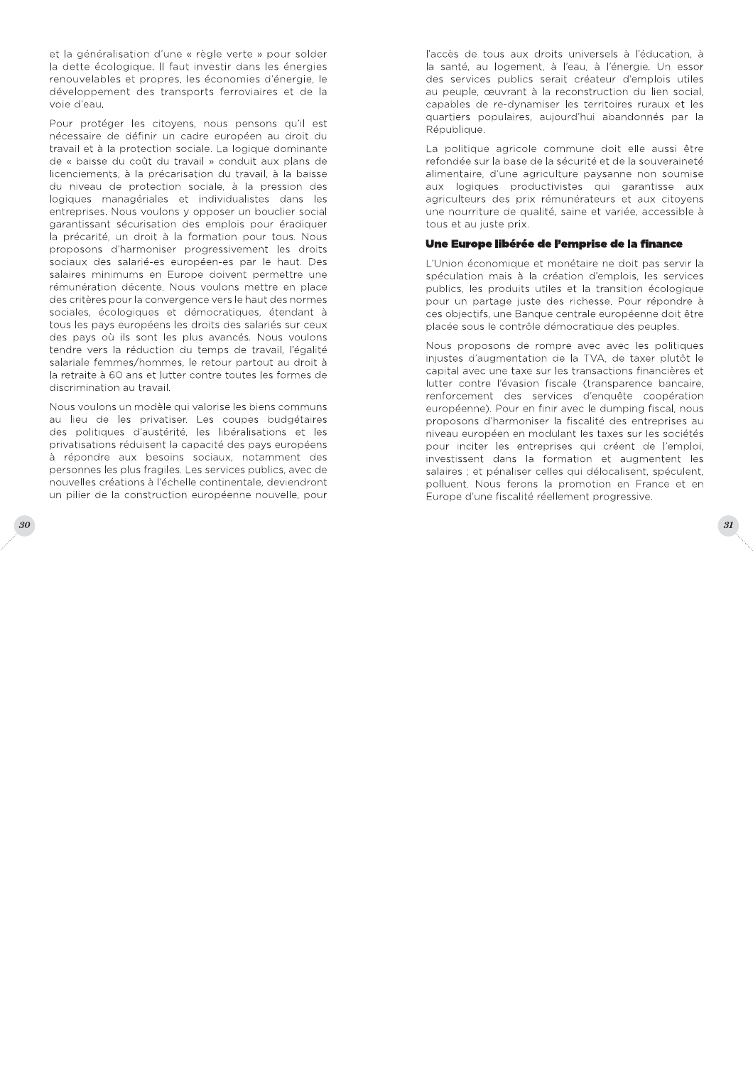et la généralisation d'une « règle verte » pour solder la dette écologique. Il faut investir dans les énergies renouvelables et propres, les économies d'énergie, le développement des transports ferroviaires et de la voie d'eau.

Pour protéger les citoyens, nous pensons qu'il est nécessaire de définir un cadre européen au droit du travail et à la protection sociale. La logique dominante de « baisse du coût du travail » conduit aux plans de licenciements, à la précarisation du travail, à la baisse du niveau de protection sociale, à la pression des logiques managériales et individualistes dans les entreprises. Nous voulons y opposer un bouclier social garantissant sécurisation des emplois pour éradiquer la précarité, un droit à la formation pour tous. Nous proposons d'harmoniser progressivement les droits sociaux des salarié-es européen-es par le haut. Des salaires minimums en Europe doivent permettre une rémunération décente. Nous voulons mettre en place des critères pour la convergence vers le haut des normes sociales, écologiques et démocratiques, étendant à tous les pays européens les droits des salariés sur ceux des pays où ils sont les plus avancés. Nous voulons tendre vers la réduction du temps de travail, l'égalité salariale femmes/hommes, le retour partout au droit à la retraite à 60 ans et lutter contre toutes les formes de discrimination au travail.

Nous voulons un modèle qui valorise les biens communs au lieu de les privatiser. Les coupes budgétaires des politiques d'austérité, les libéralisations et les privatisations réduisent la capacité des pays européens à répondre aux besoins sociaux, notamment des personnes les plus fragiles. Les services publics, avec de nouvelles créations à l'échelle continentale, deviendront un pilier de la construction européenne nouvelle, pour l'accès de tous aux droits universels à l'éducation, à la santé, au logement, à l'eau, à l'énergie. Un essor des services publics serait créateur d'emplois utiles au peuple, œuvrant à la reconstruction du lien social, capables de re-dynamiser les territoires ruraux et les quartiers populaires, aujourd'hui abandonnés par la République.

La politique agricole commune doit elle aussi être refondée sur la base de la sécurité et de la souveraineté alimentaire, d'une agriculture paysanne non soumise aux logiques productivistes qui garantisse aux agriculteurs des prix rémunérateurs et aux citoyens une nourriture de qualité, saine et variée, accessible à tous et au juste prix.

### Une Europe libérée de l'emprise de la finance

L'Union économique et monétaire ne doit pas servir la spéculation mais à la création d'emplois, les services publics, les produits utiles et la transition écologique pour un partage juste des richesse. Pour répondre à ces objectifs, une Banque centrale européenne doit être placée sous le contrôle démocratique des peuples.

Nous proposons de rompre avec avec les politiques injustes d'augmentation de la TVA, de taxer plutôt le capital avec une taxe sur les transactions financières et lutter contre l'évasion fiscale (transparence bancaire, renforcement des services d'enquête coopération européenne). Pour en finir avec le dumping fiscal, nous proposons d'harmoniser la fiscalité des entreprises au niveau européen en modulant les taxes sur les sociétés pour inciter les entreprises qui créent de l'emploi, investissent dans la formation et augmentent les salaires ; et pénaliser celles qui délocalisent, spéculent, polluent. Nous ferons la promotion en France et en Europe d'une fiscalité réellement progressive.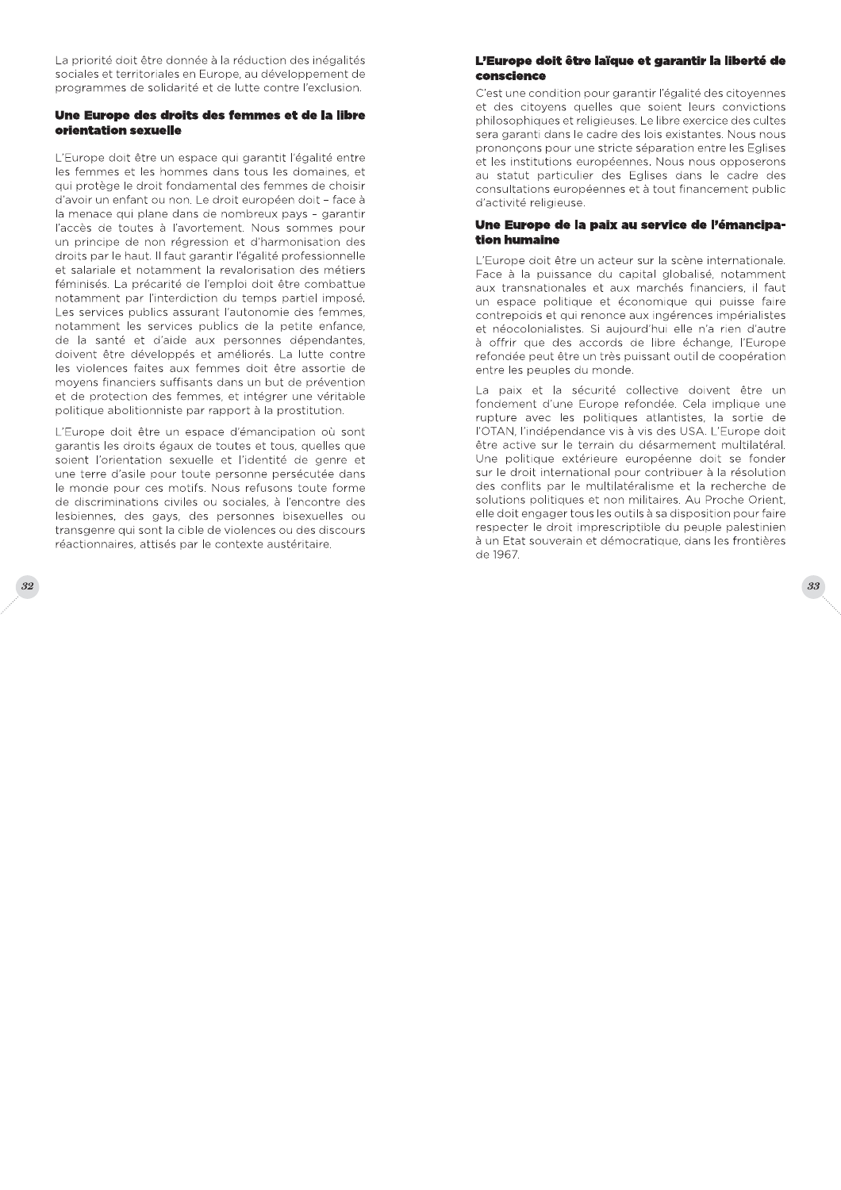La priorité doit être donnée à la réduction des inégalités sociales et territoriales en Europe, au développement de programmes de solidarité et de lutte contre l'exclusion.

## Une Europe des droits des femmes et de la libre orientation sexuelle

L'Europe doit être un espace qui garantit l'égalité entre les femmes et les hommes dans tous les domaines, et qui protège le droit fondamental des femmes de choisir d'avoir un enfant ou non. Le droit européen doit – face à la menace qui plane dans de nombreux pays – garantir l'accès de toutes à l'avortement. Nous sommes pour un principe de non régression et d'harmonisation des droits par le haut. Il faut garantir l'égalité professionnelle et salariale et notamment la revalorisation des métiers féminisés. La précarité de l'emploi doit être combattue notamment par l'interdiction du temps partiel imposé. Les services publics assurant l'autonomie des femmes, notamment les services publics de la petite enfance, de la santé et d'aide aux personnes dépendantes, doivent être développés et améliorés. La lutte contre les violences faites aux femmes doit être assortie de moyens financiers suffisants dans un but de prévention et de protection des femmes, et intégrer une véritable politique abolitionniste par rapport à la prostitution.

L'Europe doit être un espace d'émancipation où sont garantis les droits égaux de toutes et tous, quelles que soient l'orientation sexuelle et l'identité de genre et une terre d'asile pour toute personne persécutée dans le monde pour ces motifs. Nous refusons toute forme de discriminations civiles ou sociales, à l'encontre des lesbiennes, des gays, des personnes bisexuelles ou transgenre qui sont la cible de violences ou des discours réactionnaires, attisés par le contexte austéritaire.

## L'Europe doit être laïque et garantir la liberté de conscience

C'est une condition pour garantir l'égalité des citoyennes et des citoyens quelles que soient leurs convictions philosophiques et religieuses. Le libre exercice des cultes sera garanti dans le cadre des lois existantes. Nous nous prononçons pour une stricte séparation entre les Eglises et les institutions européennes. Nous nous opposerons au statut particulier des Eglises dans le cadre des consultations européennes et à tout financement public d'activité religieuse.

## Une Europe de la paix au service de l'émancipation humaine

L'Europe doit être un acteur sur la scène internationale. Face à la puissance du capital globalisé, notamment aux transnationales et aux marchés financiers, il faut un espace politique et économique qui puisse faire contrepoids et qui renonce aux ingérences impérialistes et néocolonialistes. Si aujourd'hui elle n'a rien d'autre à offrir que des accords de libre échange, l'Europe refondée peut être un très puissant outil de coopération entre les peuples du monde.

La paix et la sécurité collective doivent être un fondement d'une Europe refondée. Cela implique une rupture avec les politiques atlantistes, la sortie de l'OTAN, l'indépendance vis à vis des USA. L'Europe doit être active sur le terrain du désarmement multilatéral. Une politique extérieure européenne doit se fonder sur le droit international pour contribuer à la résolution des conflits par le multilatéralisme et la recherche de solutions politiques et non militaires. Au Proche Orient, elle doit engager tous les outils à sa disposition pour faire respecter le droit imprescriptible du peuple palestinien à un Etat souverain et démocratique, dans les frontières de 1967.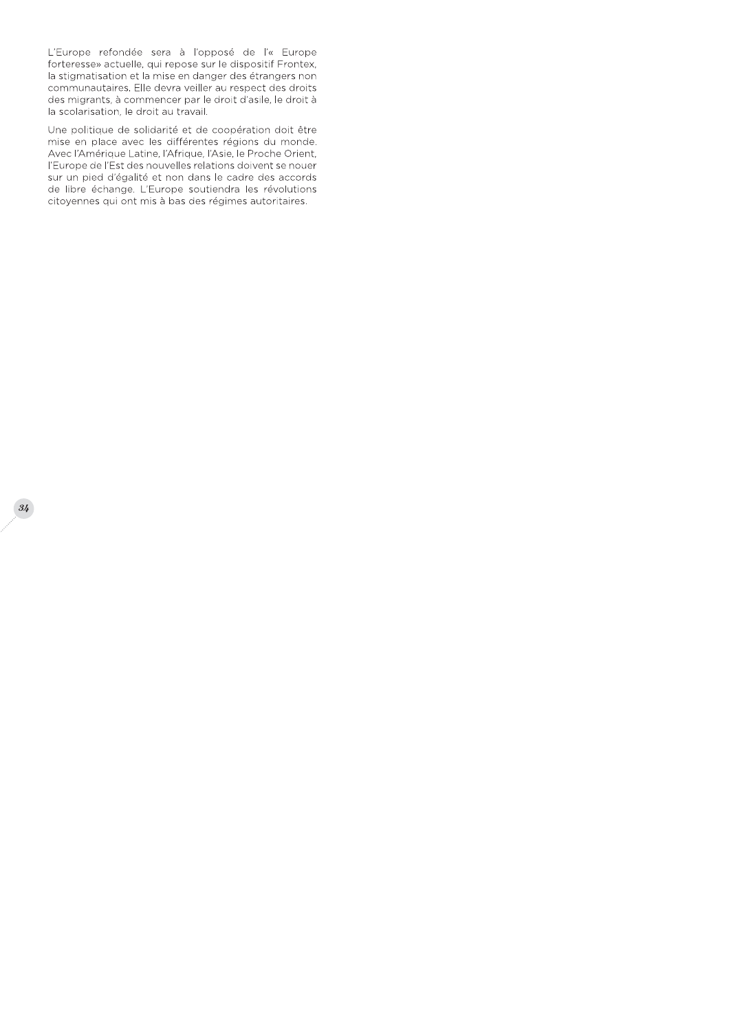L'Europe refondée sera à l'opposé de l'« Europe forteresse» actuelle, qui repose sur le dispositif Frontex, la stigmatisation et la mise en danger des étrangers non communautaires. Elle devra veiller au respect des droits des migrants, à commencer par le droit d'asile, le droit à la scolarisation, le droit au travail.

Une politique de solidarité et de coopération doit être mise en place avec les différentes régions du monde. Avec l'Amérique Latine, l'Afrique, l'Asie, le Proche Orient, l'Europe de l'Est des nouvelles relations doivent se nouer sur un pied d'égalité et non dans le cadre des accords de libre échange. L'Europe soutiendra les révolutions citoyennes qui ont mis à bas des régimes autoritaires.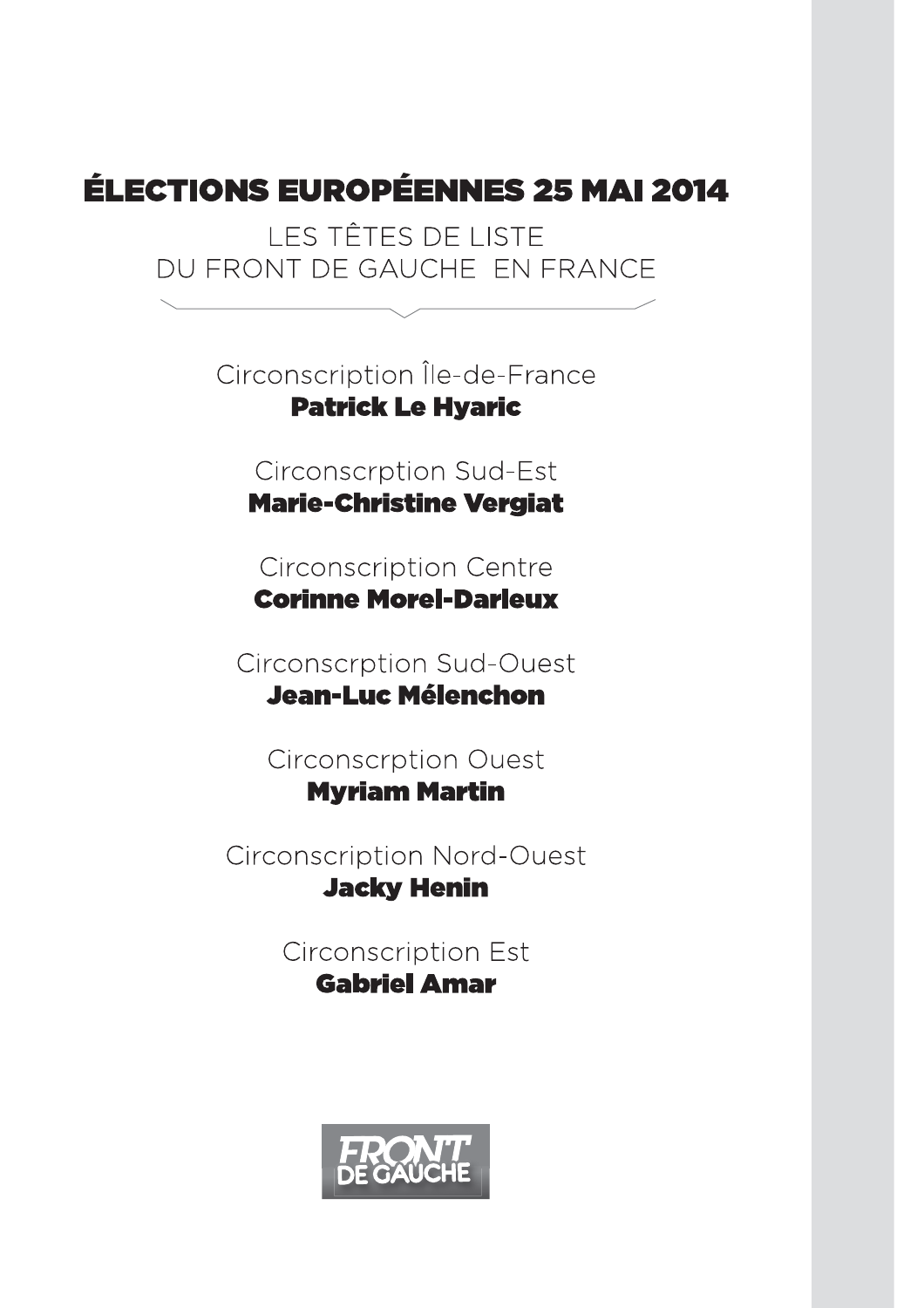# ÉLECTIONS EUROPÉENNES 25 MAI 2014

LES TÊTES DE LISTE
DU FRONT DE GAUCHE EN FRANCE

Circonscription Île-de-France
**Patrick Le Hyaric**

Circonscrption Sud-Est
**Marie-Christine Vergiat**

Circonscription Centre
**Corinne Morel-Darleux**

Circonscrption Sud-Ouest
**Jean-Luc Mélenchon**

Circonscrption Ouest
**Myriam Martin**

Circonscription Nord-Ouest
**Jacky Henin**

Circonscription Est
**Gabriel Amar**

FRONT DE GAUCHE